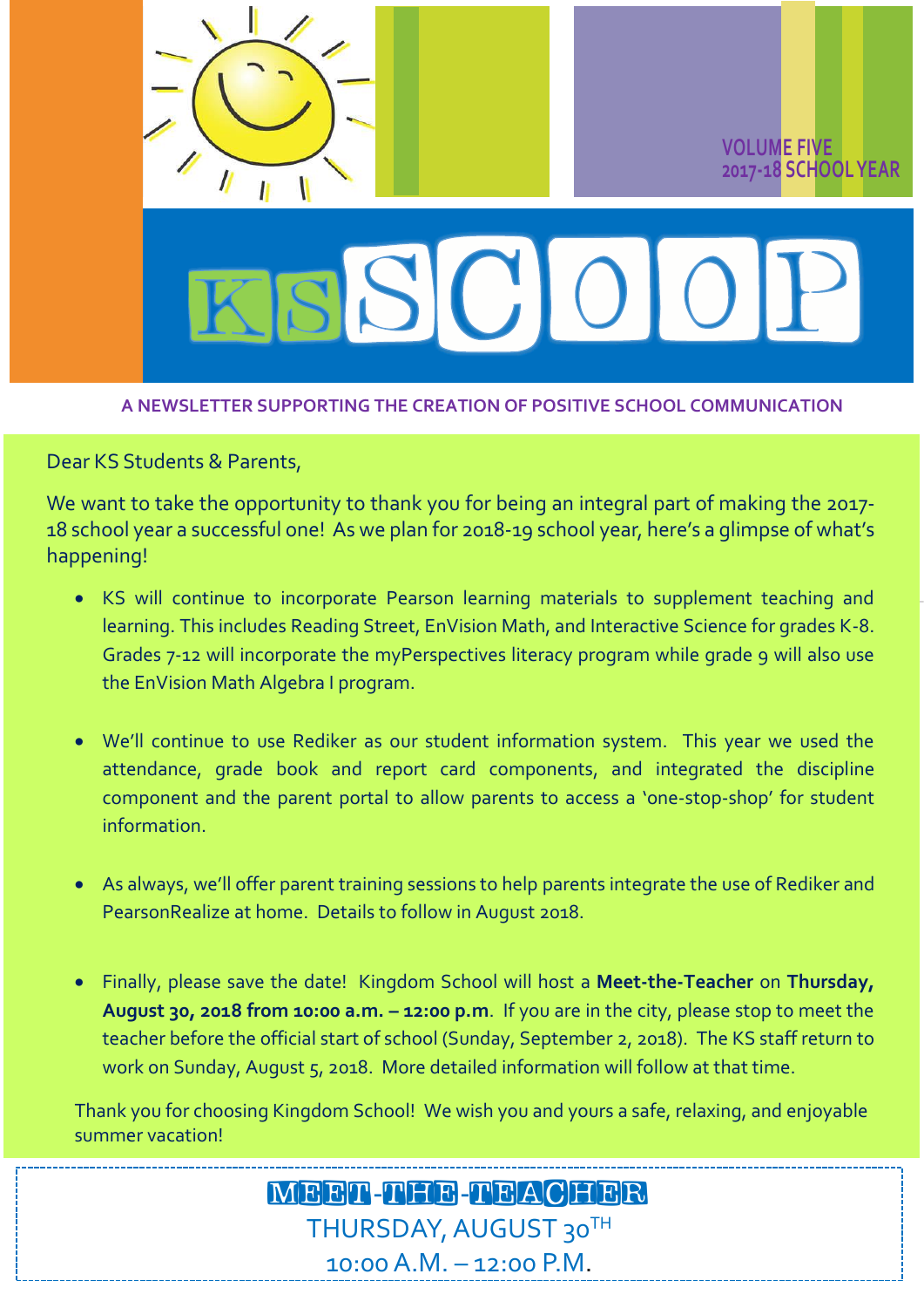VOLUME FIVE
2017-18 SCHOOL YEAR

# KS SCOOP

**A NEWSLETTER SUPPORTING THE CREATION OF POSITIVE SCHOOL COMMUNICATION**

Dear KS Students & Parents,

We want to take the opportunity to thank you for being an integral part of making the 2017-18 school year a successful one! As we plan for 2018-19 school year, here's a glimpse of what's happening!

- KS will continue to incorporate Pearson learning materials to supplement teaching and learning. This includes Reading Street, EnVision Math, and Interactive Science for grades K-8. Grades 7-12 will incorporate the myPerspectives literacy program while grade 9 will also use the EnVision Math Algebra I program.

- We'll continue to use Rediker as our student information system. This year we used the attendance, grade book and report card components, and integrated the discipline component and the parent portal to allow parents to access a 'one-stop-shop' for student information.

- As always, we'll offer parent training sessions to help parents integrate the use of Rediker and PearsonRealize at home. Details to follow in August 2018.

- Finally, please save the date! Kingdom School will host a **Meet-the-Teacher** on **Thursday, August 30, 2018 from 10:00 a.m. – 12:00 p.m**. If you are in the city, please stop to meet the teacher before the official start of school (Sunday, September 2, 2018). The KS staff return to work on Sunday, August 5, 2018. More detailed information will follow at that time.

Thank you for choosing Kingdom School! We wish you and yours a safe, relaxing, and enjoyable summer vacation!

## MEET-THE-TEACHER

THURSDAY, AUGUST 30TH

10:00 A.M. – 12:00 P.M.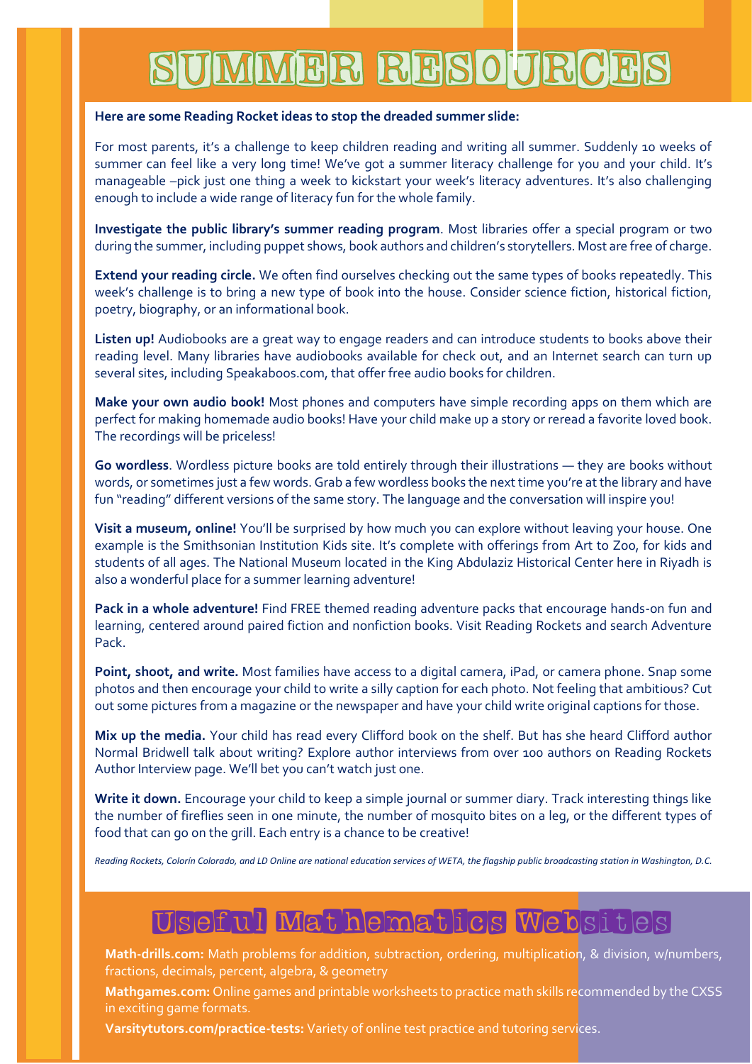# SUMMER RESOURCES

**Here are some Reading Rocket ideas to stop the dreaded summer slide:**

For most parents, it's a challenge to keep children reading and writing all summer. Suddenly 10 weeks of summer can feel like a very long time! We've got a summer literacy challenge for you and your child. It's manageable –pick just one thing a week to kickstart your week's literacy adventures. It's also challenging enough to include a wide range of literacy fun for the whole family.

**Investigate the public library's summer reading program**. Most libraries offer a special program or two during the summer, including puppet shows, book authors and children's storytellers. Most are free of charge.

**Extend your reading circle.** We often find ourselves checking out the same types of books repeatedly. This week's challenge is to bring a new type of book into the house. Consider science fiction, historical fiction, poetry, biography, or an informational book.

**Listen up!** Audiobooks are a great way to engage readers and can introduce students to books above their reading level. Many libraries have audiobooks available for check out, and an Internet search can turn up several sites, including Speakaboos.com, that offer free audio books for children.

**Make your own audio book!** Most phones and computers have simple recording apps on them which are perfect for making homemade audio books! Have your child make up a story or reread a favorite loved book. The recordings will be priceless!

**Go wordless**. Wordless picture books are told entirely through their illustrations — they are books without words, or sometimes just a few words. Grab a few wordless books the next time you're at the library and have fun "reading" different versions of the same story. The language and the conversation will inspire you!

**Visit a museum, online!** You'll be surprised by how much you can explore without leaving your house. One example is the Smithsonian Institution Kids site. It's complete with offerings from Art to Zoo, for kids and students of all ages. The National Museum located in the King Abdulaziz Historical Center here in Riyadh is also a wonderful place for a summer learning adventure!

**Pack in a whole adventure!** Find FREE themed reading adventure packs that encourage hands-on fun and learning, centered around paired fiction and nonfiction books. Visit Reading Rockets and search Adventure Pack.

**Point, shoot, and write.** Most families have access to a digital camera, iPad, or camera phone. Snap some photos and then encourage your child to write a silly caption for each photo. Not feeling that ambitious? Cut out some pictures from a magazine or the newspaper and have your child write original captions for those.

**Mix up the media.** Your child has read every Clifford book on the shelf. But has she heard Clifford author Normal Bridwell talk about writing? Explore author interviews from over 100 authors on Reading Rockets Author Interview page. We'll bet you can't watch just one.

**Write it down.** Encourage your child to keep a simple journal or summer diary. Track interesting things like the number of fireflies seen in one minute, the number of mosquito bites on a leg, or the different types of food that can go on the grill. Each entry is a chance to be creative!

*Reading Rockets, Colorín Colorado, and LD Online are national education services of WETA, the flagship public broadcasting station in Washington, D.C.*

# Useful Mathematics Websites

**Math-drills.com:** Math problems for addition, subtraction, ordering, multiplication, & division, w/numbers, fractions, decimals, percent, algebra, & geometry

**Mathgames.com:** Online games and printable worksheets to practice math skills recommended by the CXSS in exciting game formats.

**Varsitytutors.com/practice-tests:** Variety of online test practice and tutoring services.